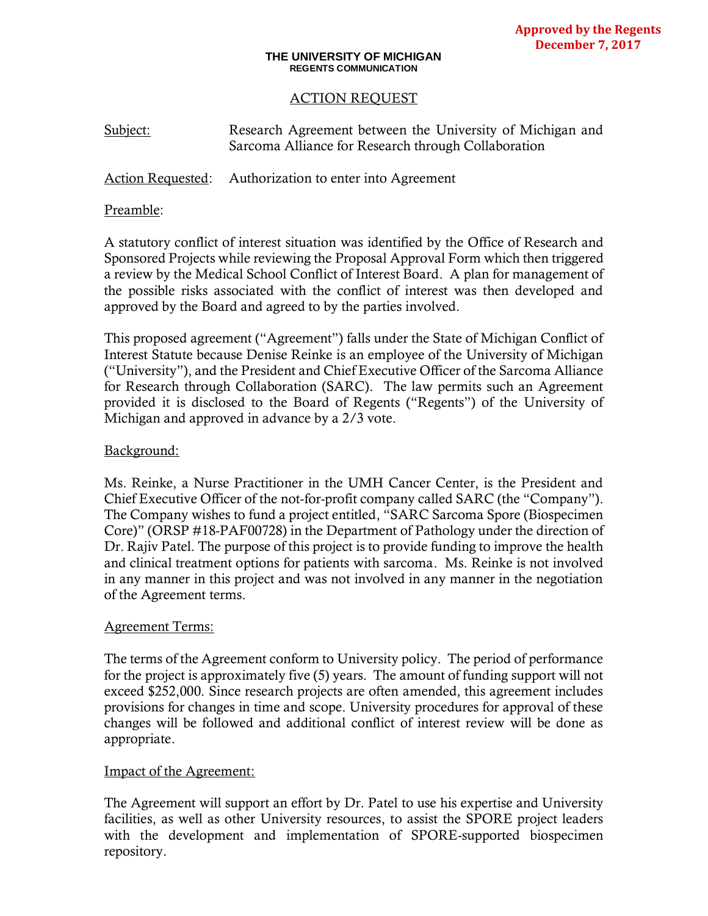**Approved by the Regents**
**December 7, 2017**

**THE UNIVERSITY OF MICHIGAN**
**REGENTS COMMUNICATION**

# ACTION REQUEST

Subject: Research Agreement between the University of Michigan and Sarcoma Alliance for Research through Collaboration

Action Requested: Authorization to enter into Agreement

## Preamble:

A statutory conflict of interest situation was identified by the Office of Research and Sponsored Projects while reviewing the Proposal Approval Form which then triggered a review by the Medical School Conflict of Interest Board. A plan for management of the possible risks associated with the conflict of interest was then developed and approved by the Board and agreed to by the parties involved.

This proposed agreement ("Agreement") falls under the State of Michigan Conflict of Interest Statute because Denise Reinke is an employee of the University of Michigan ("University"), and the President and Chief Executive Officer of the Sarcoma Alliance for Research through Collaboration (SARC). The law permits such an Agreement provided it is disclosed to the Board of Regents ("Regents") of the University of Michigan and approved in advance by a 2/3 vote.

## Background:

Ms. Reinke, a Nurse Practitioner in the UMH Cancer Center, is the President and Chief Executive Officer of the not-for-profit company called SARC (the "Company"). The Company wishes to fund a project entitled, "SARC Sarcoma Spore (Biospecimen Core)" (ORSP #18-PAF00728) in the Department of Pathology under the direction of Dr. Rajiv Patel. The purpose of this project is to provide funding to improve the health and clinical treatment options for patients with sarcoma. Ms. Reinke is not involved in any manner in this project and was not involved in any manner in the negotiation of the Agreement terms.

## Agreement Terms:

The terms of the Agreement conform to University policy. The period of performance for the project is approximately five (5) years. The amount of funding support will not exceed $252,000. Since research projects are often amended, this agreement includes provisions for changes in time and scope. University procedures for approval of these changes will be followed and additional conflict of interest review will be done as appropriate.

## Impact of the Agreement:

The Agreement will support an effort by Dr. Patel to use his expertise and University facilities, as well as other University resources, to assist the SPORE project leaders with the development and implementation of SPORE-supported biospecimen repository.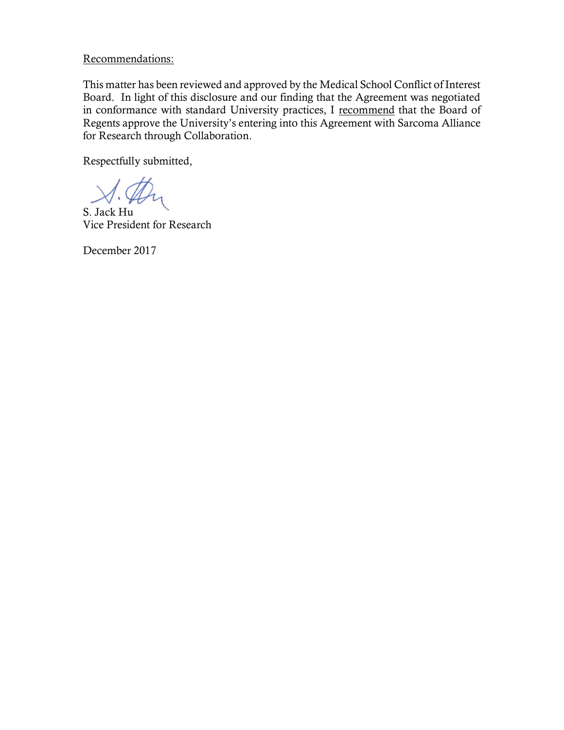Recommendations:

This matter has been reviewed and approved by the Medical School Conflict of Interest Board. In light of this disclosure and our finding that the Agreement was negotiated in conformance with standard University practices, I recommend that the Board of Regents approve the University's entering into this Agreement with Sarcoma Alliance for Research through Collaboration.

Respectfully submitted,

S. Jack Hu
Vice President for Research

December 2017